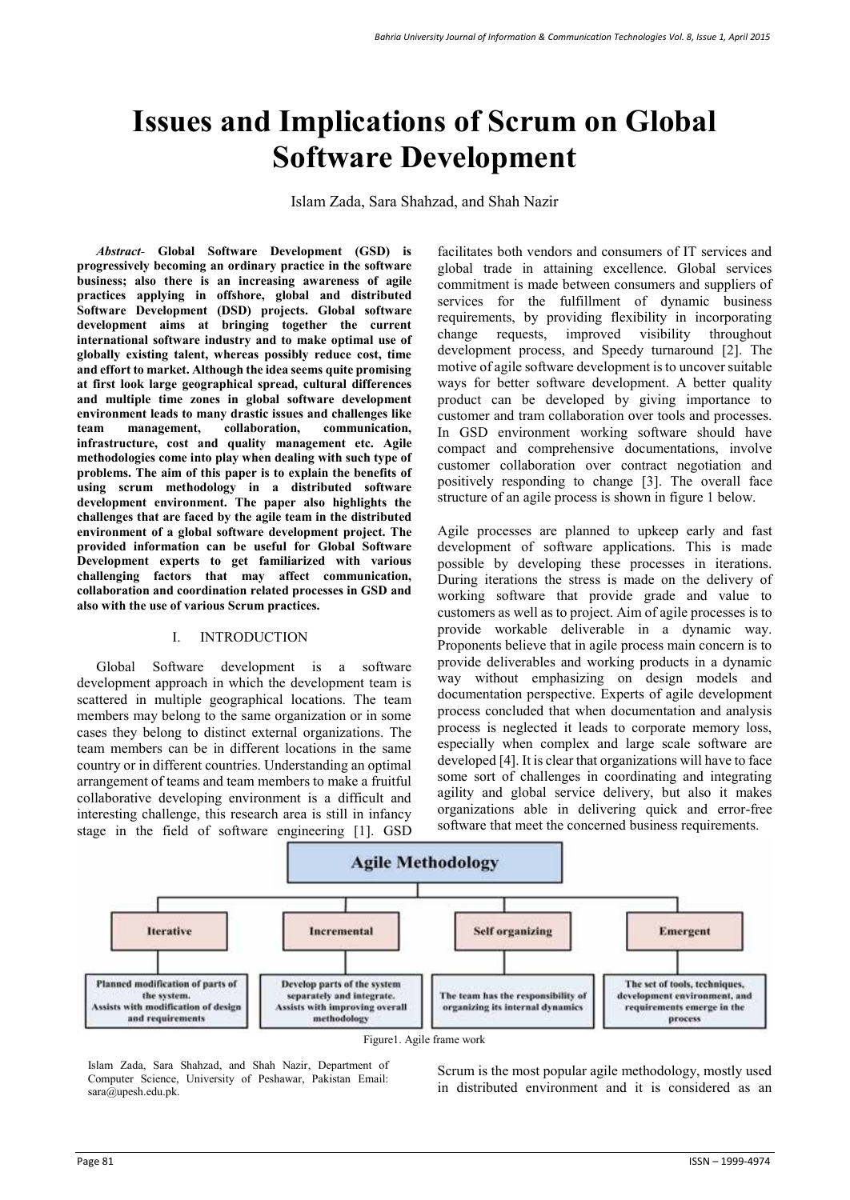# Issues and Implications of Scrum on Global Software Development

Islam Zada, Sara Shahzad, and Shah Nazir

***Abstract*- Global Software Development (GSD) is progressively becoming an ordinary practice in the software business; also there is an increasing awareness of agile practices applying in offshore, global and distributed Software Development (DSD) projects. Global software development aims at bringing together the current international software industry and to make optimal use of globally existing talent, whereas possibly reduce cost, time and effort to market. Although the idea seems quite promising at first look large geographical spread, cultural differences and multiple time zones in global software development environment leads to many drastic issues and challenges like team management, collaboration, communication, infrastructure, cost and quality management etc. Agile methodologies come into play when dealing with such type of problems. The aim of this paper is to explain the benefits of using scrum methodology in a distributed software development environment. The paper also highlights the challenges that are faced by the agile team in the distributed environment of a global software development project. The provided information can be useful for Global Software Development experts to get familiarized with various challenging factors that may affect communication, collaboration and coordination related processes in GSD and also with the use of various Scrum practices.**

## I. INTRODUCTION

Global Software development is a software development approach in which the development team is scattered in multiple geographical locations. The team members may belong to the same organization or in some cases they belong to distinct external organizations. The team members can be in different locations in the same country or in different countries. Understanding an optimal arrangement of teams and team members to make a fruitful collaborative developing environment is a difficult and interesting challenge, this research area is still in infancy stage in the field of software engineering [1]. GSD facilitates both vendors and consumers of IT services and global trade in attaining excellence. Global services commitment is made between consumers and suppliers of services for the fulfillment of dynamic business requirements, by providing flexibility in incorporating change requests, improved visibility throughout development process, and Speedy turnaround [2]. The motive of agile software development is to uncover suitable ways for better software development. A better quality product can be developed by giving importance to customer and tram collaboration over tools and processes. In GSD environment working software should have compact and comprehensive documentations, involve customer collaboration over contract negotiation and positively responding to change [3]. The overall face structure of an agile process is shown in figure 1 below.

Agile processes are planned to upkeep early and fast development of software applications. This is made possible by developing these processes in iterations. During iterations the stress is made on the delivery of working software that provide grade and value to customers as well as to project. Aim of agile processes is to provide workable deliverable in a dynamic way. Proponents believe that in agile process main concern is to provide deliverables and working products in a dynamic way without emphasizing on design models and documentation perspective. Experts of agile development process concluded that when documentation and analysis process is neglected it leads to corporate memory loss, especially when complex and large scale software are developed [4]. It is clear that organizations will have to face some sort of challenges in coordinating and integrating agility and global service delivery, but also it makes organizations able in delivering quick and error-free software that meet the concerned business requirements.

**Agile Methodology**

| Iterative | Incremental | Self organizing | Emergent |
|---|---|---|---|
| Planned modification of parts of the system. Assists with modification of design and requirements | Develop parts of the system separately and integrate. Assists with improving overall methodology | The team has the responsibility of organizing its internal dynamics | The set of tools, techniques, development environment, and requirements emerge in the process |

Figure1. Agile frame work

Islam Zada, Sara Shahzad, and Shah Nazir, Department of Computer Science, University of Peshawar, Pakistan Email: sara@upesh.edu.pk.

Scrum is the most popular agile methodology, mostly used in distributed environment and it is considered as an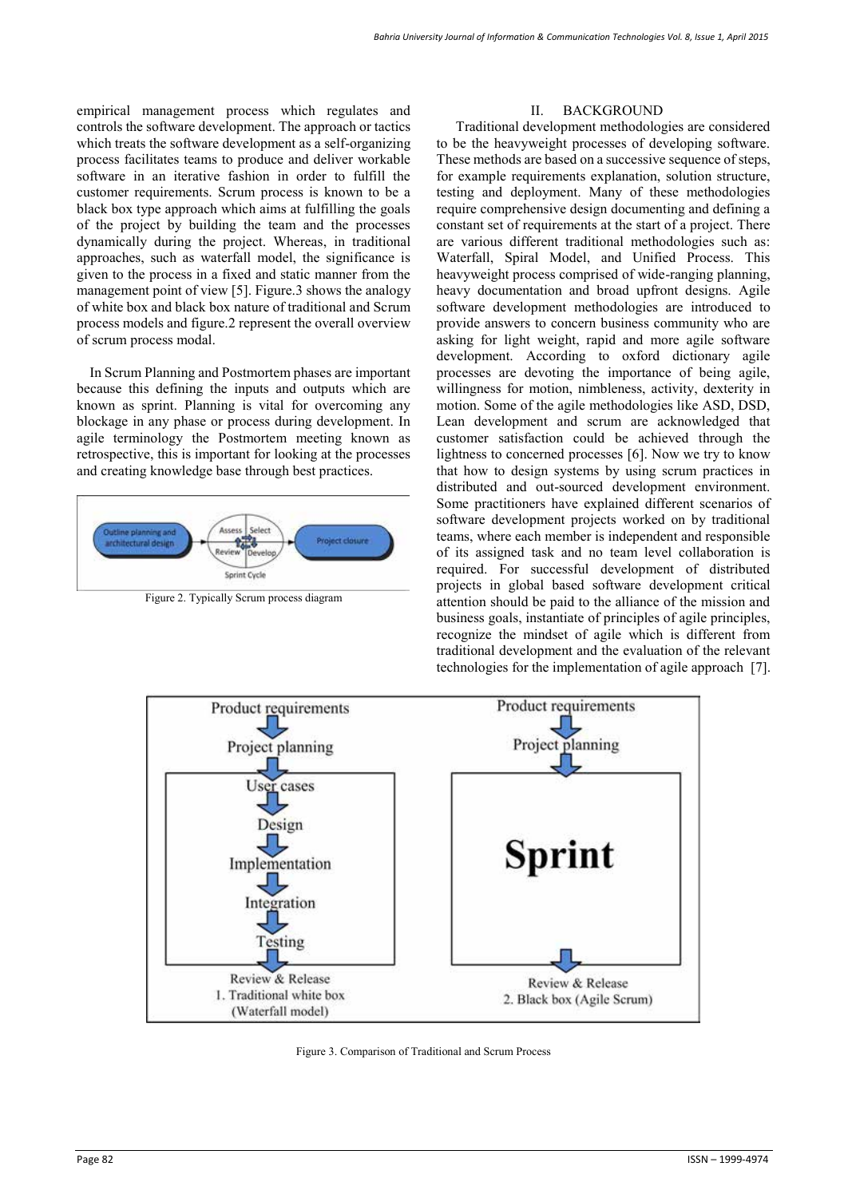empirical management process which regulates and controls the software development. The approach or tactics which treats the software development as a self-organizing process facilitates teams to produce and deliver workable software in an iterative fashion in order to fulfill the customer requirements. Scrum process is known to be a black box type approach which aims at fulfilling the goals of the project by building the team and the processes dynamically during the project. Whereas, in traditional approaches, such as waterfall model, the significance is given to the process in a fixed and static manner from the management point of view [5]. Figure.3 shows the analogy of white box and black box nature of traditional and Scrum process models and figure.2 represent the overall overview of scrum process modal.

In Scrum Planning and Postmortem phases are important because this defining the inputs and outputs which are known as sprint. Planning is vital for overcoming any blockage in any phase or process during development. In agile terminology the Postmortem meeting known as retrospective, this is important for looking at the processes and creating knowledge base through best practices.

Outline planning and architectural design → Sprint Cycle (Assess, Select, Develop, Review) → Project closure

Figure 2. Typically Scrum process diagram

## II. BACKGROUND

Traditional development methodologies are considered to be the heavyweight processes of developing software. These methods are based on a successive sequence of steps, for example requirements explanation, solution structure, testing and deployment. Many of these methodologies require comprehensive design documenting and defining a constant set of requirements at the start of a project. There are various different traditional methodologies such as: Waterfall, Spiral Model, and Unified Process. This heavyweight process comprised of wide-ranging planning, heavy documentation and broad upfront designs. Agile software development methodologies are introduced to provide answers to concern business community who are asking for light weight, rapid and more agile software development. According to oxford dictionary agile processes are devoting the importance of being agile, willingness for motion, nimbleness, activity, dexterity in motion. Some of the agile methodologies like ASD, DSD, Lean development and scrum are acknowledged that customer satisfaction could be achieved through the lightness to concerned processes [6]. Now we try to know that how to design systems by using scrum practices in distributed and out-sourced development environment. Some practitioners have explained different scenarios of software development projects worked on by traditional teams, where each member is independent and responsible of its assigned task and no team level collaboration is required. For successful development of distributed projects in global based software development critical attention should be paid to the alliance of the mission and business goals, instantiate of principles of agile principles, recognize the mindset of agile which is different from traditional development and the evaluation of the relevant technologies for the implementation of agile approach [7].

| 1. Traditional white box (Waterfall model) | 2. Black box (Agile Scrum) |
| --- | --- |
| Product requirements ↓ Project planning ↓ [User cases ↓ Design ↓ Implementation ↓ Integration ↓ Testing] ↓ Review & Release | Product requirements ↓ Project planning ↓ [Sprint] ↓ Review & Release |

Figure 3. Comparison of Traditional and Scrum Process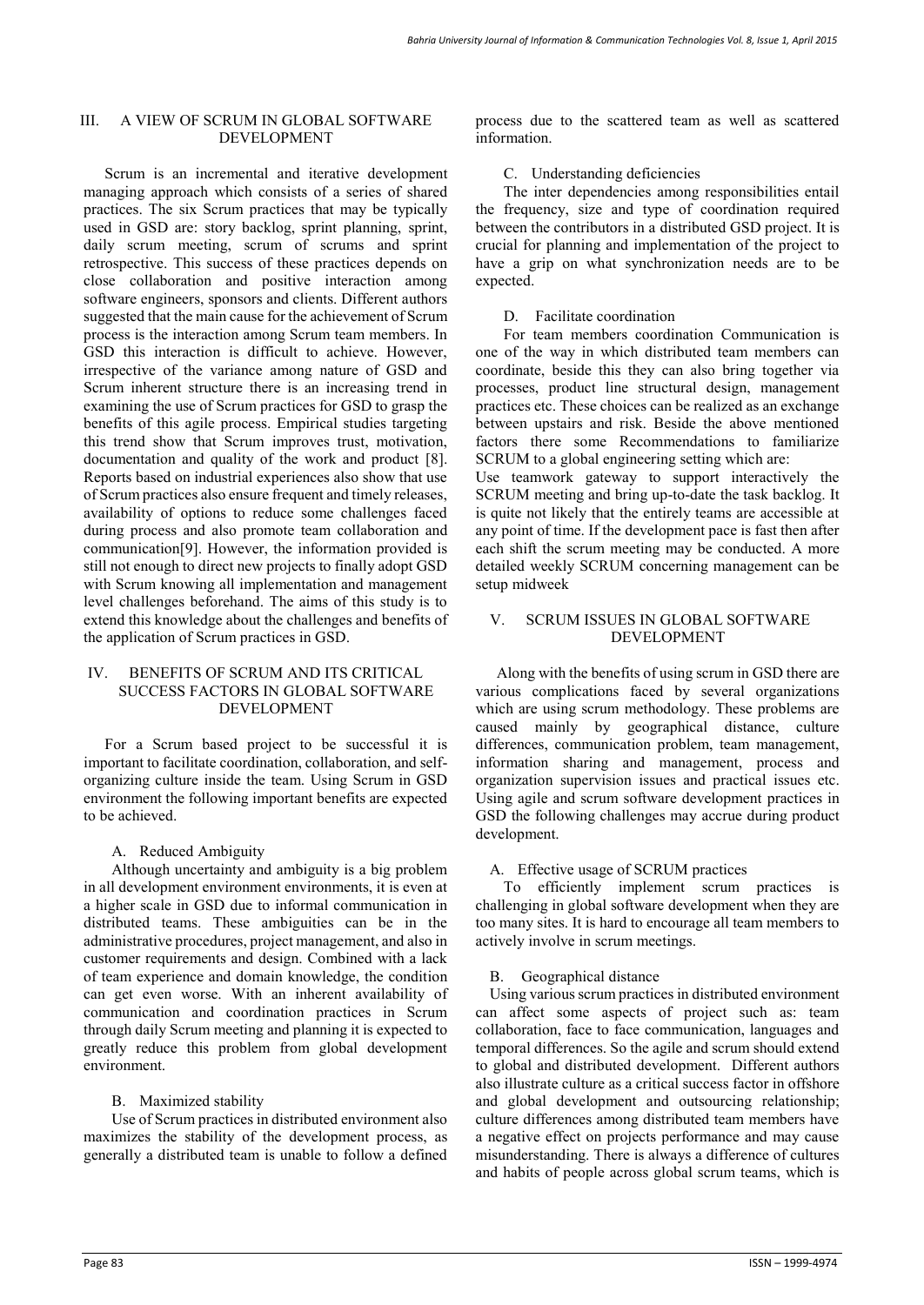## III. A VIEW OF SCRUM IN GLOBAL SOFTWARE DEVELOPMENT

Scrum is an incremental and iterative development managing approach which consists of a series of shared practices. The six Scrum practices that may be typically used in GSD are: story backlog, sprint planning, sprint, daily scrum meeting, scrum of scrums and sprint retrospective. This success of these practices depends on close collaboration and positive interaction among software engineers, sponsors and clients. Different authors suggested that the main cause for the achievement of Scrum process is the interaction among Scrum team members. In GSD this interaction is difficult to achieve. However, irrespective of the variance among nature of GSD and Scrum inherent structure there is an increasing trend in examining the use of Scrum practices for GSD to grasp the benefits of this agile process. Empirical studies targeting this trend show that Scrum improves trust, motivation, documentation and quality of the work and product [8]. Reports based on industrial experiences also show that use of Scrum practices also ensure frequent and timely releases, availability of options to reduce some challenges faced during process and also promote team collaboration and communication[9]. However, the information provided is still not enough to direct new projects to finally adopt GSD with Scrum knowing all implementation and management level challenges beforehand. The aims of this study is to extend this knowledge about the challenges and benefits of the application of Scrum practices in GSD.

## IV. BENEFITS OF SCRUM AND ITS CRITICAL SUCCESS FACTORS IN GLOBAL SOFTWARE DEVELOPMENT

For a Scrum based project to be successful it is important to facilitate coordination, collaboration, and self-organizing culture inside the team. Using Scrum in GSD environment the following important benefits are expected to be achieved.

### A. Reduced Ambiguity

Although uncertainty and ambiguity is a big problem in all development environment environments, it is even at a higher scale in GSD due to informal communication in distributed teams. These ambiguities can be in the administrative procedures, project management, and also in customer requirements and design. Combined with a lack of team experience and domain knowledge, the condition can get even worse. With an inherent availability of communication and coordination practices in Scrum through daily Scrum meeting and planning it is expected to greatly reduce this problem from global development environment.

### B. Maximized stability

Use of Scrum practices in distributed environment also maximizes the stability of the development process, as generally a distributed team is unable to follow a defined process due to the scattered team as well as scattered information.

### C. Understanding deficiencies

The inter dependencies among responsibilities entail the frequency, size and type of coordination required between the contributors in a distributed GSD project. It is crucial for planning and implementation of the project to have a grip on what synchronization needs are to be expected.

### D. Facilitate coordination

For team members coordination Communication is one of the way in which distributed team members can coordinate, beside this they can also bring together via processes, product line structural design, management practices etc. These choices can be realized as an exchange between upstairs and risk. Beside the above mentioned factors there some Recommendations to familiarize SCRUM to a global engineering setting which are:

Use teamwork gateway to support interactively the SCRUM meeting and bring up-to-date the task backlog. It is quite not likely that the entirely teams are accessible at any point of time. If the development pace is fast then after each shift the scrum meeting may be conducted. A more detailed weekly SCRUM concerning management can be setup midweek

## V. SCRUM ISSUES IN GLOBAL SOFTWARE DEVELOPMENT

Along with the benefits of using scrum in GSD there are various complications faced by several organizations which are using scrum methodology. These problems are caused mainly by geographical distance, culture differences, communication problem, team management, information sharing and management, process and organization supervision issues and practical issues etc. Using agile and scrum software development practices in GSD the following challenges may accrue during product development.

### A. Effective usage of SCRUM practices

To efficiently implement scrum practices is challenging in global software development when they are too many sites. It is hard to encourage all team members to actively involve in scrum meetings.

### B. Geographical distance

Using various scrum practices in distributed environment can affect some aspects of project such as: team collaboration, face to face communication, languages and temporal differences. So the agile and scrum should extend to global and distributed development. Different authors also illustrate culture as a critical success factor in offshore and global development and outsourcing relationship; culture differences among distributed team members have a negative effect on projects performance and may cause misunderstanding. There is always a difference of cultures and habits of people across global scrum teams, which is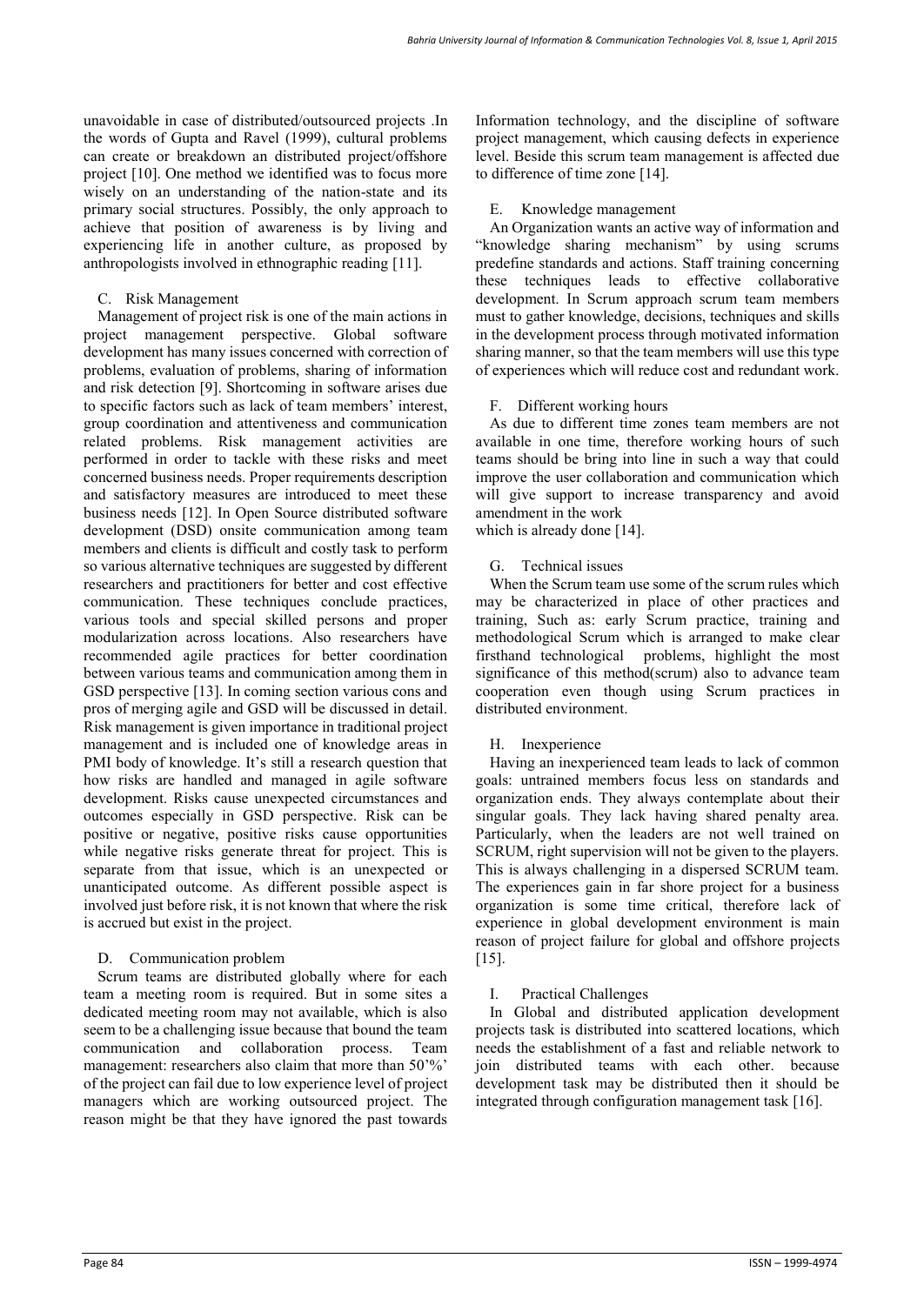unavoidable in case of distributed/outsourced projects .In the words of Gupta and Ravel (1999), cultural problems can create or breakdown an distributed project/offshore project [10]. One method we identified was to focus more wisely on an understanding of the nation-state and its primary social structures. Possibly, the only approach to achieve that position of awareness is by living and experiencing life in another culture, as proposed by anthropologists involved in ethnographic reading [11].

### C. Risk Management

Management of project risk is one of the main actions in project management perspective. Global software development has many issues concerned with correction of problems, evaluation of problems, sharing of information and risk detection [9]. Shortcoming in software arises due to specific factors such as lack of team members' interest, group coordination and attentiveness and communication related problems. Risk management activities are performed in order to tackle with these risks and meet concerned business needs. Proper requirements description and satisfactory measures are introduced to meet these business needs [12]. In Open Source distributed software development (DSD) onsite communication among team members and clients is difficult and costly task to perform so various alternative techniques are suggested by different researchers and practitioners for better and cost effective communication. These techniques conclude practices, various tools and special skilled persons and proper modularization across locations. Also researchers have recommended agile practices for better coordination between various teams and communication among them in GSD perspective [13]. In coming section various cons and pros of merging agile and GSD will be discussed in detail. Risk management is given importance in traditional project management and is included one of knowledge areas in PMI body of knowledge. It's still a research question that how risks are handled and managed in agile software development. Risks cause unexpected circumstances and outcomes especially in GSD perspective. Risk can be positive or negative, positive risks cause opportunities while negative risks generate threat for project. This is separate from that issue, which is an unexpected or unanticipated outcome. As different possible aspect is involved just before risk, it is not known that where the risk is accrued but exist in the project.

### D. Communication problem

Scrum teams are distributed globally where for each team a meeting room is required. But in some sites a dedicated meeting room may not available, which is also seem to be a challenging issue because that bound the team communication and collaboration process. Team management: researchers also claim that more than 50'%' of the project can fail due to low experience level of project managers which are working outsourced project. The reason might be that they have ignored the past towards Information technology, and the discipline of software project management, which causing defects in experience level. Beside this scrum team management is affected due to difference of time zone [14].

### E. Knowledge management

An Organization wants an active way of information and "knowledge sharing mechanism" by using scrums predefine standards and actions. Staff training concerning these techniques leads to effective collaborative development. In Scrum approach scrum team members must to gather knowledge, decisions, techniques and skills in the development process through motivated information sharing manner, so that the team members will use this type of experiences which will reduce cost and redundant work.

### F. Different working hours

As due to different time zones team members are not available in one time, therefore working hours of such teams should be bring into line in such a way that could improve the user collaboration and communication which will give support to increase transparency and avoid amendment in the work which is already done [14].

### G. Technical issues

When the Scrum team use some of the scrum rules which may be characterized in place of other practices and training, Such as: early Scrum practice, training and methodological Scrum which is arranged to make clear firsthand technological problems, highlight the most significance of this method(scrum) also to advance team cooperation even though using Scrum practices in distributed environment.

### H. Inexperience

Having an inexperienced team leads to lack of common goals: untrained members focus less on standards and organization ends. They always contemplate about their singular goals. They lack having shared penalty area. Particularly, when the leaders are not well trained on SCRUM, right supervision will not be given to the players. This is always challenging in a dispersed SCRUM team. The experiences gain in far shore project for a business organization is some time critical, therefore lack of experience in global development environment is main reason of project failure for global and offshore projects [15].

### I. Practical Challenges

In Global and distributed application development projects task is distributed into scattered locations, which needs the establishment of a fast and reliable network to join distributed teams with each other. because development task may be distributed then it should be integrated through configuration management task [16].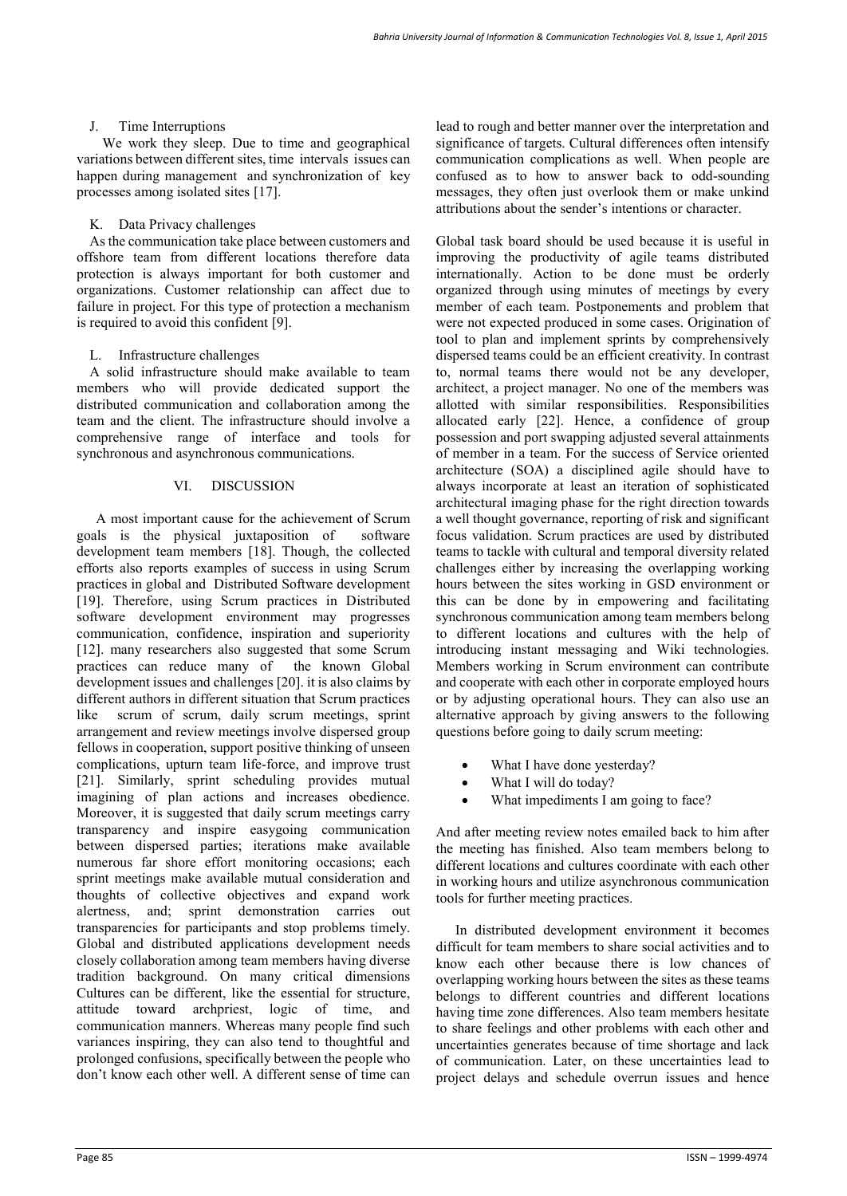J. Time Interruptions

We work they sleep. Due to time and geographical variations between different sites, time intervals issues can happen during management and synchronization of key processes among isolated sites [17].

K. Data Privacy challenges

As the communication take place between customers and offshore team from different locations therefore data protection is always important for both customer and organizations. Customer relationship can affect due to failure in project. For this type of protection a mechanism is required to avoid this confident [9].

L. Infrastructure challenges

A solid infrastructure should make available to team members who will provide dedicated support the distributed communication and collaboration among the team and the client. The infrastructure should involve a comprehensive range of interface and tools for synchronous and asynchronous communications.

## VI. DISCUSSION

A most important cause for the achievement of Scrum goals is the physical juxtaposition of software development team members [18]. Though, the collected efforts also reports examples of success in using Scrum practices in global and Distributed Software development [19]. Therefore, using Scrum practices in Distributed software development environment may progresses communication, confidence, inspiration and superiority [12]. many researchers also suggested that some Scrum practices can reduce many of the known Global development issues and challenges [20]. it is also claims by different authors in different situation that Scrum practices like scrum of scrum, daily scrum meetings, sprint arrangement and review meetings involve dispersed group fellows in cooperation, support positive thinking of unseen complications, upturn team life-force, and improve trust [21]. Similarly, sprint scheduling provides mutual imagining of plan actions and increases obedience. Moreover, it is suggested that daily scrum meetings carry transparency and inspire easygoing communication between dispersed parties; iterations make available numerous far shore effort monitoring occasions; each sprint meetings make available mutual consideration and thoughts of collective objectives and expand work alertness, and; sprint demonstration carries out transparencies for participants and stop problems timely. Global and distributed applications development needs closely collaboration among team members having diverse tradition background. On many critical dimensions Cultures can be different, like the essential for structure, attitude toward archpriest, logic of time, and communication manners. Whereas many people find such variances inspiring, they can also tend to thoughtful and prolonged confusions, specifically between the people who don't know each other well. A different sense of time can lead to rough and better manner over the interpretation and significance of targets. Cultural differences often intensify communication complications as well. When people are confused as to how to answer back to odd-sounding messages, they often just overlook them or make unkind attributions about the sender's intentions or character.

Global task board should be used because it is useful in improving the productivity of agile teams distributed internationally. Action to be done must be orderly organized through using minutes of meetings by every member of each team. Postponements and problem that were not expected produced in some cases. Origination of tool to plan and implement sprints by comprehensively dispersed teams could be an efficient creativity. In contrast to, normal teams there would not be any developer, architect, a project manager. No one of the members was allotted with similar responsibilities. Responsibilities allocated early [22]. Hence, a confidence of group possession and port swapping adjusted several attainments of member in a team. For the success of Service oriented architecture (SOA) a disciplined agile should have to always incorporate at least an iteration of sophisticated architectural imaging phase for the right direction towards a well thought governance, reporting of risk and significant focus validation. Scrum practices are used by distributed teams to tackle with cultural and temporal diversity related challenges either by increasing the overlapping working hours between the sites working in GSD environment or this can be done by in empowering and facilitating synchronous communication among team members belong to different locations and cultures with the help of introducing instant messaging and Wiki technologies. Members working in Scrum environment can contribute and cooperate with each other in corporate employed hours or by adjusting operational hours. They can also use an alternative approach by giving answers to the following questions before going to daily scrum meeting:

- What I have done yesterday?
- What I will do today?
- What impediments I am going to face?

And after meeting review notes emailed back to him after the meeting has finished. Also team members belong to different locations and cultures coordinate with each other in working hours and utilize asynchronous communication tools for further meeting practices.

In distributed development environment it becomes difficult for team members to share social activities and to know each other because there is low chances of overlapping working hours between the sites as these teams belongs to different countries and different locations having time zone differences. Also team members hesitate to share feelings and other problems with each other and uncertainties generates because of time shortage and lack of communication. Later, on these uncertainties lead to project delays and schedule overrun issues and hence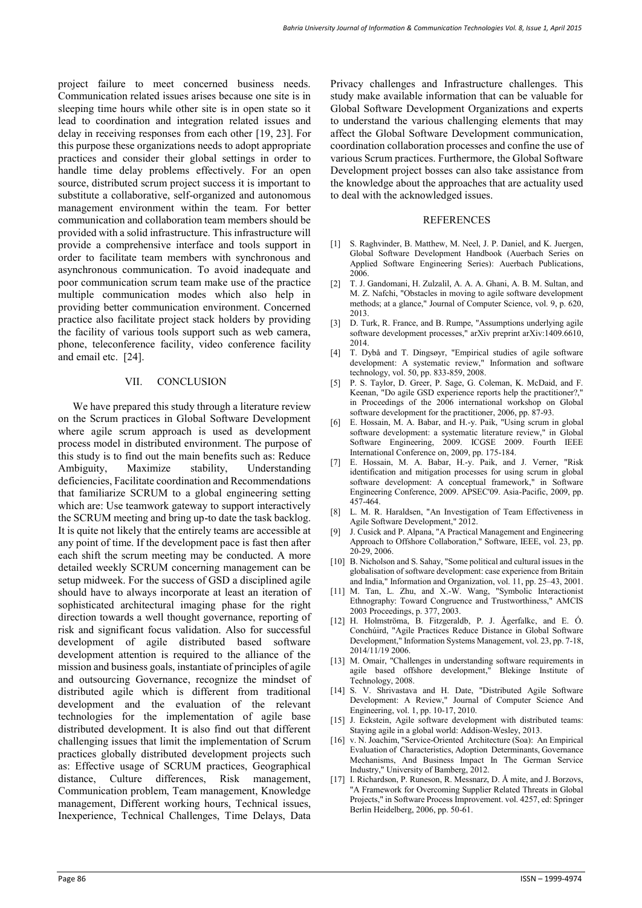project failure to meet concerned business needs. Communication related issues arises because one site is in sleeping time hours while other site is in open state so it lead to coordination and integration related issues and delay in receiving responses from each other [19, 23]. For this purpose these organizations needs to adopt appropriate practices and consider their global settings in order to handle time delay problems effectively. For an open source, distributed scrum project success it is important to substitute a collaborative, self-organized and autonomous management environment within the team. For better communication and collaboration team members should be provided with a solid infrastructure. This infrastructure will provide a comprehensive interface and tools support in order to facilitate team members with synchronous and asynchronous communication. To avoid inadequate and poor communication scrum team make use of the practice multiple communication modes which also help in providing better communication environment. Concerned practice also facilitate project stack holders by providing the facility of various tools support such as web camera, phone, teleconference facility, video conference facility and email etc. [24].

## VII. CONCLUSION

We have prepared this study through a literature review on the Scrum practices in Global Software Development where agile scrum approach is used as development process model in distributed environment. The purpose of this study is to find out the main benefits such as: Reduce Ambiguity, Maximize stability, Understanding deficiencies, Facilitate coordination and Recommendations that familiarize SCRUM to a global engineering setting which are: Use teamwork gateway to support interactively the SCRUM meeting and bring up-to date the task backlog. It is quite not likely that the entirely teams are accessible at any point of time. If the development pace is fast then after each shift the scrum meeting may be conducted. A more detailed weekly SCRUM concerning management can be setup midweek. For the success of GSD a disciplined agile should have to always incorporate at least an iteration of sophisticated architectural imaging phase for the right direction towards a well thought governance, reporting of risk and significant focus validation. Also for successful development of agile distributed based software development attention is required to the alliance of the mission and business goals, instantiate of principles of agile and outsourcing Governance, recognize the mindset of distributed agile which is different from traditional development and the evaluation of the relevant technologies for the implementation of agile base distributed development. It is also find out that different challenging issues that limit the implementation of Scrum practices globally distributed development projects such as: Effective usage of SCRUM practices, Geographical distance, Culture differences, Risk management, Communication problem, Team management, Knowledge management, Different working hours, Technical issues, Inexperience, Technical Challenges, Time Delays, Data Privacy challenges and Infrastructure challenges. This study make available information that can be valuable for Global Software Development Organizations and experts to understand the various challenging elements that may affect the Global Software Development communication, coordination collaboration processes and confine the use of various Scrum practices. Furthermore, the Global Software Development project bosses can also take assistance from the knowledge about the approaches that are actuality used to deal with the acknowledged issues.

## REFERENCES

[1] S. Raghvinder, B. Matthew, M. Neel, J. P. Daniel, and K. Juergen, Global Software Development Handbook (Auerbach Series on Applied Software Engineering Series): Auerbach Publications, 2006.

[2] T. J. Gandomani, H. Zulzalil, A. A. A. Ghani, A. B. M. Sultan, and M. Z. Nafchi, "Obstacles in moving to agile software development methods; at a glance," Journal of Computer Science, vol. 9, p. 620, 2013.

[3] D. Turk, R. France, and B. Rumpe, "Assumptions underlying agile software development processes," arXiv preprint arXiv:1409.6610, 2014.

[4] T. Dybå and T. Dingsøyr, "Empirical studies of agile software development: A systematic review," Information and software technology, vol. 50, pp. 833-859, 2008.

[5] P. S. Taylor, D. Greer, P. Sage, G. Coleman, K. McDaid, and F. Keenan, "Do agile GSD experience reports help the practitioner?," in Proceedings of the 2006 international workshop on Global software development for the practitioner, 2006, pp. 87-93.

[6] E. Hossain, M. A. Babar, and H.-y. Paik, "Using scrum in global software development: a systematic literature review," in Global Software Engineering, 2009. ICGSE 2009. Fourth IEEE International Conference on, 2009, pp. 175-184.

[7] E. Hossain, M. A. Babar, H.-y. Paik, and J. Verner, "Risk identification and mitigation processes for using scrum in global software development: A conceptual framework," in Software Engineering Conference, 2009. APSEC'09. Asia-Pacific, 2009, pp. 457-464.

[8] L. M. R. Haraldsen, "An Investigation of Team Effectiveness in Agile Software Development," 2012.

[9] J. Cusick and P. Alpana, "A Practical Management and Engineering Approach to Offshore Collaboration," Software, IEEE, vol. 23, pp. 20-29, 2006.

[10] B. Nicholson and S. Sahay, "Some political and cultural issues in the globalisation of software development: case experience from Britain and India," Information and Organization, vol. 11, pp. 25–43, 2001.

[11] M. Tan, L. Zhu, and X.-W. Wang, "Symbolic Interactionist Ethnography: Toward Congruence and Trustworthiness," AMCIS 2003 Proceedings, p. 377, 2003.

[12] H. Holmströma, B. Fitzgeraldb, P. J. Ågerfalkc, and E. Ó. Conchúird, "Agile Practices Reduce Distance in Global Software Development," Information Systems Management, vol. 23, pp. 7-18, 2014/11/19 2006.

[13] M. Omair, "Challenges in understanding software requirements in agile based offshore development," Blekinge Institute of Technology, 2008.

[14] S. V. Shrivastava and H. Date, "Distributed Agile Software Development: A Review," Journal of Computer Science And Engineering, vol. 1, pp. 10-17, 2010.

[15] J. Eckstein, Agile software development with distributed teams: Staying agile in a global world: Addison-Wesley, 2013.

[16] v. N. Joachim, "Service-Oriented Architecture (Soa): An Empirical Evaluation of Characteristics, Adoption Determinants, Governance Mechanisms, And Business Impact In The German Service Industry," University of Bamberg, 2012.

[17] I. Richardson, P. Runeson, R. Messnarz, D. Å mite, and J. Borzovs, "A Framework for Overcoming Supplier Related Threats in Global Projects," in Software Process Improvement. vol. 4257, ed: Springer Berlin Heidelberg, 2006, pp. 50-61.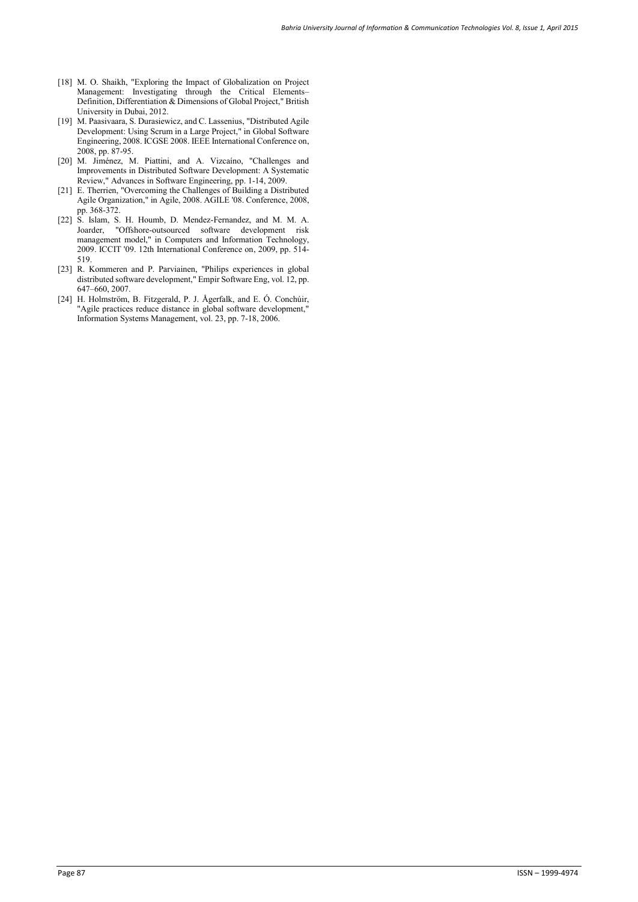[18] M. O. Shaikh, "Exploring the Impact of Globalization on Project Management: Investigating through the Critical Elements– Definition, Differentiation & Dimensions of Global Project," British University in Dubai, 2012.

[19] M. Paasivaara, S. Durasiewicz, and C. Lassenius, "Distributed Agile Development: Using Scrum in a Large Project," in Global Software Engineering, 2008. ICGSE 2008. IEEE International Conference on, 2008, pp. 87-95.

[20] M. Jiménez, M. Piattini, and A. Vizcaíno, "Challenges and Improvements in Distributed Software Development: A Systematic Review," Advances in Software Engineering, pp. 1-14, 2009.

[21] E. Therrien, "Overcoming the Challenges of Building a Distributed Agile Organization," in Agile, 2008. AGILE '08. Conference, 2008, pp. 368-372.

[22] S. Islam, S. H. Houmb, D. Mendez-Fernandez, and M. M. A. Joarder, "Offshore-outsourced software development risk management model," in Computers and Information Technology, 2009. ICCIT '09. 12th International Conference on, 2009, pp. 514-519.

[23] R. Kommeren and P. Parviainen, "Philips experiences in global distributed software development," Empir Software Eng, vol. 12, pp. 647–660, 2007.

[24] H. Holmström, B. Fitzgerald, P. J. Ågerfalk, and E. Ó. Conchúir, "Agile practices reduce distance in global software development," Information Systems Management, vol. 23, pp. 7-18, 2006.